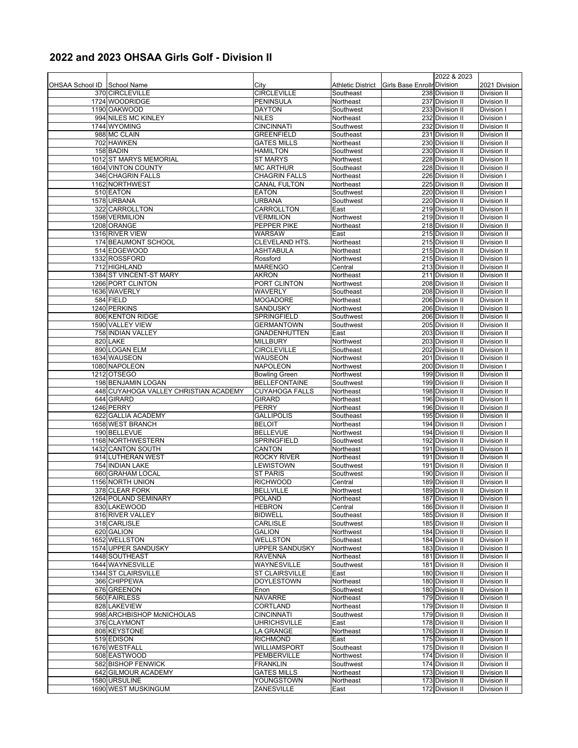## 2022 and 2023 OHSAA Girls Golf - Division II

| OHSAA School ID | School Name | City | Athletic District | Girls Base Enrollr | 2022 & 2023 Division | 2021 Division |
|---|---|---|---|---|---|---|
| 370 | CIRCLEVILLE | CIRCLEVILLE | Southeast | 238 | Division II | Division II |
| 1724 | WOODRIDGE | PENINSULA | Northeast | 237 | Division II | Division II |
| 1190 | OAKWOOD | DAYTON | Southwest | 233 | Division II | Division I |
| 994 | NILES MC KINLEY | NILES | Northeast | 232 | Division II | Division I |
| 1744 | WYOMING | CINCINNATI | Southwest | 232 | Division II | Division II |
| 988 | MC CLAIN | GREENFIELD | Southeast | 231 | Division II | Division II |
| 702 | HAWKEN | GATES MILLS | Northeast | 230 | Division II | Division II |
| 158 | BADIN | HAMILTON | Southwest | 230 | Division II | Division II |
| 1012 | ST MARYS MEMORIAL | ST MARYS | Northwest | 228 | Division II | Division II |
| 1604 | VINTON COUNTY | MC ARTHUR | Southeast | 228 | Division II | Division II |
| 346 | CHAGRIN FALLS | CHAGRIN FALLS | Northeast | 226 | Division II | Division I |
| 1162 | NORTHWEST | CANAL FULTON | Northeast | 225 | Division II | Division II |
| 510 | EATON | EATON | Southwest | 220 | Division II | Division I |
| 1578 | URBANA | URBANA | Southwest | 220 | Division II | Division II |
| 322 | CARROLLTON | CARROLLTON | East | 219 | Division II | Division II |
| 1598 | VERMILION | VERMILION | Northwest | 219 | Division II | Division II |
| 1208 | ORANGE | PEPPER PIKE | Northeast | 218 | Division II | Division II |
| 1316 | RIVER VIEW | WARSAW | East | 215 | Division II | Division II |
| 174 | BEAUMONT SCHOOL | CLEVELAND HTS. | Northeast | 215 | Division II | Division II |
| 514 | EDGEWOOD | ASHTABULA | Northeast | 215 | Division II | Division II |
| 1332 | ROSSFORD | Rossford | Northwest | 215 | Division II | Division II |
| 712 | HIGHLAND | MARENGO | Central | 213 | Division II | Division II |
| 1384 | ST VINCENT-ST MARY | AKRON | Northeast | 211 | Division II | Division II |
| 1266 | PORT CLINTON | PORT CLINTON | Northwest | 208 | Division II | Division II |
| 1636 | WAVERLY | WAVERLY | Southeast | 208 | Division II | Division II |
| 584 | FIELD | MOGADORE | Northeast | 206 | Division II | Division II |
| 1240 | PERKINS | SANDUSKY | Northwest | 206 | Division II | Division II |
| 806 | KENTON RIDGE | SPRINGFIELD | Southwest | 206 | Division II | Division II |
| 1590 | VALLEY VIEW | GERMANTOWN | Southwest | 205 | Division II | Division II |
| 758 | INDIAN VALLEY | GNADENHUTTEN | East | 203 | Division II | Division II |
| 820 | LAKE | MILLBURY | Northwest | 203 | Division II | Division II |
| 890 | LOGAN ELM | CIRCLEVILLE | Southeast | 202 | Division II | Division II |
| 1634 | WAUSEON | WAUSEON | Northwest | 201 | Division II | Division II |
| 1080 | NAPOLEON | NAPOLEON | Northwest | 200 | Division II | Division I |
| 1212 | OTSEGO | Bowling Green | Northwest | 199 | Division II | Division II |
| 198 | BENJAMIN LOGAN | BELLEFONTAINE | Southwest | 199 | Division II | Division II |
| 448 | CUYAHOGA VALLEY CHRISTIAN ACADEMY | CUYAHOGA FALLS | Northeast | 198 | Division II | Division II |
| 644 | GIRARD | GIRARD | Northeast | 196 | Division II | Division II |
| 1246 | PERRY | PERRY | Northeast | 196 | Division II | Division II |
| 622 | GALLIA ACADEMY | GALLIPOLIS | Southeast | 195 | Division II | Division II |
| 1658 | WEST BRANCH | BELOIT | Northeast | 194 | Division II | Division I |
| 190 | BELLEVUE | BELLEVUE | Northwest | 194 | Division II | Division II |
| 1168 | NORTHWESTERN | SPRINGFIELD | Southwest | 192 | Division II | Division II |
| 1432 | CANTON SOUTH | CANTON | Northeast | 191 | Division II | Division II |
| 914 | LUTHERAN WEST | ROCKY RIVER | Northeast | 191 | Division II | Division II |
| 754 | INDIAN LAKE | LEWISTOWN | Southwest | 191 | Division II | Division II |
| 660 | GRAHAM LOCAL | ST PARIS | Southwest | 190 | Division II | Division II |
| 1156 | NORTH UNION | RICHWOOD | Central | 189 | Division II | Division II |
| 378 | CLEAR FORK | BELLVILLE | Northwest | 189 | Division II | Division II |
| 1264 | POLAND SEMINARY | POLAND | Northeast | 187 | Division II | Division II |
| 830 | LAKEWOOD | HEBRON | Central | 186 | Division II | Division II |
| 816 | RIVER VALLEY | BIDWELL | Southeast | 185 | Division II | Division II |
| 318 | CARLISLE | CARLISLE | Southwest | 185 | Division II | Division II |
| 620 | GALION | GALION | Northwest | 184 | Division II | Division II |
| 1652 | WELLSTON | WELLSTON | Southeast | 184 | Division II | Division II |
| 1574 | UPPER SANDUSKY | UPPER SANDUSKY | Northwest | 183 | Division II | Division II |
| 1448 | SOUTHEAST | RAVENNA | Northeast | 181 | Division II | Division II |
| 1644 | WAYNESVILLE | WAYNESVILLE | Southwest | 181 | Division II | Division II |
| 1344 | ST CLAIRSVILLE | ST CLAIRSVILLE | East | 180 | Division II | Division II |
| 366 | CHIPPEWA | DOYLESTOWN | Northeast | 180 | Division II | Division II |
| 676 | GREENON | Enon | Southwest | 180 | Division II | Division II |
| 560 | FAIRLESS | NAVARRE | Northeast | 179 | Division II | Division II |
| 828 | LAKEVIEW | CORTLAND | Northeast | 179 | Division II | Division II |
| 998 | ARCHBISHOP McNICHOLAS | CINCINNATI | Southwest | 179 | Division II | Division II |
| 376 | CLAYMONT | UHRICHSVILLE | East | 178 | Division II | Division II |
| 808 | KEYSTONE | LA GRANGE | Northeast | 176 | Division II | Division II |
| 519 | EDISON | RICHMOND | East | 175 | Division II | Division II |
| 1676 | WESTFALL | WILLIAMSPORT | Southeast | 175 | Division II | Division II |
| 508 | EASTWOOD | PEMBERVILLE | Northwest | 174 | Division II | Division II |
| 582 | BISHOP FENWICK | FRANKLIN | Southwest | 174 | Division II | Division II |
| 642 | GILMOUR ACADEMY | GATES MILLS | Northeast | 173 | Division II | Division II |
| 1580 | URSULINE | YOUNGSTOWN | Northeast | 173 | Division II | Division II |
| 1690 | WEST MUSKINGUM | ZANESVILLE | East | 172 | Division II | Division II |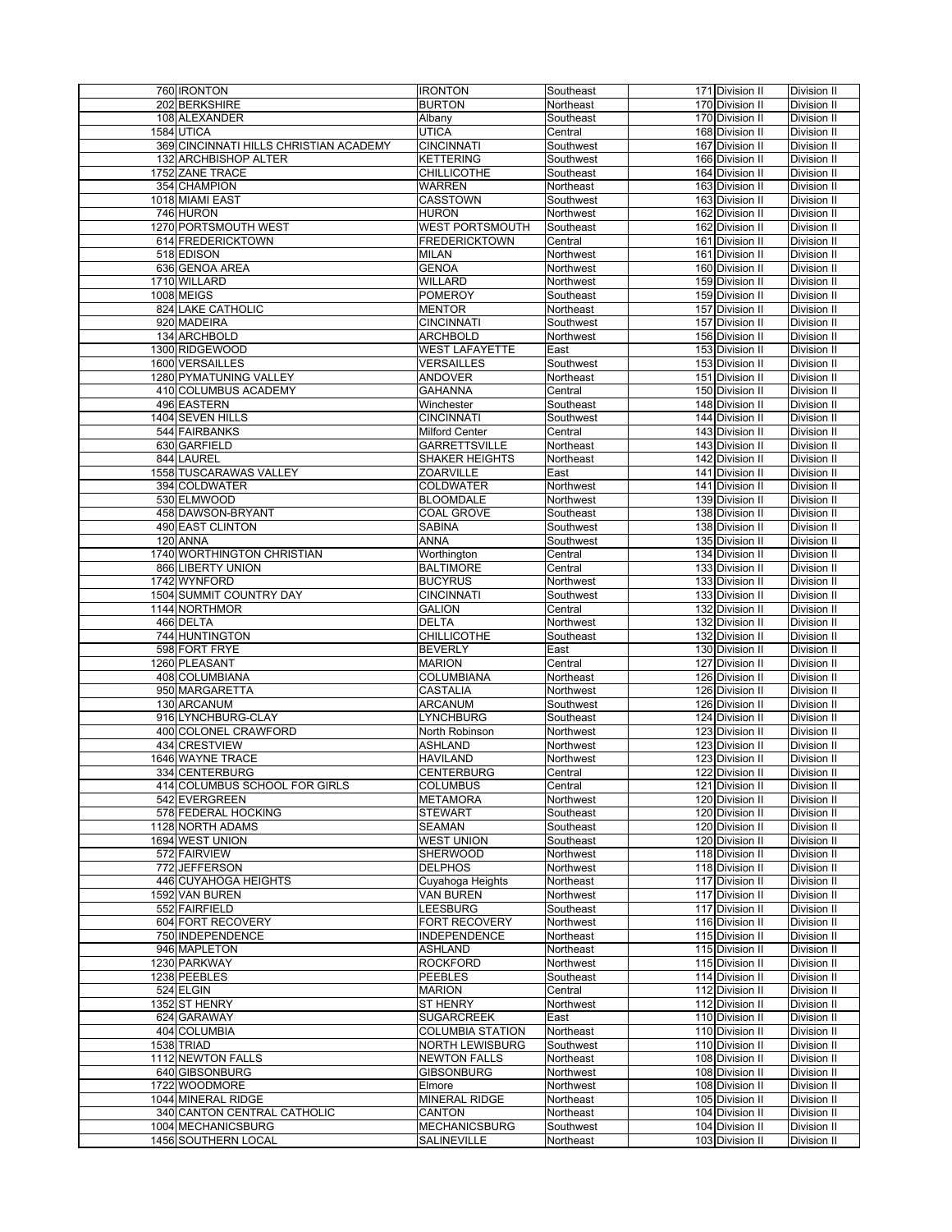| | | | | | | |
|---|---|---|---|---|---|---|
| 760 | IRONTON | IRONTON | Southeast | 171 | Division II | Division II |
| 202 | BERKSHIRE | BURTON | Northeast | 170 | Division II | Division II |
| 108 | ALEXANDER | Albany | Southeast | 170 | Division II | Division II |
| 1584 | UTICA | UTICA | Central | 168 | Division II | Division II |
| 369 | CINCINNATI HILLS CHRISTIAN ACADEMY | CINCINNATI | Southwest | 167 | Division II | Division II |
| 132 | ARCHBISHOP ALTER | KETTERING | Southwest | 166 | Division II | Division II |
| 1752 | ZANE TRACE | CHILLICOTHE | Southeast | 164 | Division II | Division II |
| 354 | CHAMPION | WARREN | Northeast | 163 | Division II | Division II |
| 1018 | MIAMI EAST | CASSTOWN | Southwest | 163 | Division II | Division II |
| 746 | HURON | HURON | Northwest | 162 | Division II | Division II |
| 1270 | PORTSMOUTH WEST | WEST PORTSMOUTH | Southeast | 162 | Division II | Division II |
| 614 | FREDERICKTOWN | FREDERICKTOWN | Central | 161 | Division II | Division II |
| 518 | EDISON | MILAN | Northwest | 161 | Division II | Division II |
| 636 | GENOA AREA | GENOA | Northwest | 160 | Division II | Division II |
| 1710 | WILLARD | WILLARD | Northwest | 159 | Division II | Division II |
| 1008 | MEIGS | POMEROY | Southeast | 159 | Division II | Division II |
| 824 | LAKE CATHOLIC | MENTOR | Northeast | 157 | Division II | Division II |
| 920 | MADEIRA | CINCINNATI | Southwest | 157 | Division II | Division II |
| 134 | ARCHBOLD | ARCHBOLD | Northwest | 156 | Division II | Division II |
| 1300 | RIDGEWOOD | WEST LAFAYETTE | East | 153 | Division II | Division II |
| 1600 | VERSAILLES | VERSAILLES | Southwest | 153 | Division II | Division II |
| 1280 | PYMATUNING VALLEY | ANDOVER | Northeast | 151 | Division II | Division II |
| 410 | COLUMBUS ACADEMY | GAHANNA | Central | 150 | Division II | Division II |
| 496 | EASTERN | Winchester | Southeast | 148 | Division II | Division II |
| 1404 | SEVEN HILLS | CINCINNATI | Southwest | 144 | Division II | Division II |
| 544 | FAIRBANKS | Milford Center | Central | 143 | Division II | Division II |
| 630 | GARFIELD | GARRETTSVILLE | Northeast | 143 | Division II | Division II |
| 844 | LAUREL | SHAKER HEIGHTS | Northeast | 142 | Division II | Division II |
| 1558 | TUSCARAWAS VALLEY | ZOARVILLE | East | 141 | Division II | Division II |
| 394 | COLDWATER | COLDWATER | Northwest | 141 | Division II | Division II |
| 530 | ELMWOOD | BLOOMDALE | Northwest | 139 | Division II | Division II |
| 458 | DAWSON-BRYANT | COAL GROVE | Southeast | 138 | Division II | Division II |
| 490 | EAST CLINTON | SABINA | Southwest | 138 | Division II | Division II |
| 120 | ANNA | ANNA | Southwest | 135 | Division II | Division II |
| 1740 | WORTHINGTON CHRISTIAN | Worthington | Central | 134 | Division II | Division II |
| 866 | LIBERTY UNION | BALTIMORE | Central | 133 | Division II | Division II |
| 1742 | WYNFORD | BUCYRUS | Northwest | 133 | Division II | Division II |
| 1504 | SUMMIT COUNTRY DAY | CINCINNATI | Southwest | 133 | Division II | Division II |
| 1144 | NORTHMOR | GALION | Central | 132 | Division II | Division II |
| 466 | DELTA | DELTA | Northwest | 132 | Division II | Division II |
| 744 | HUNTINGTON | CHILLICOTHE | Southeast | 132 | Division II | Division II |
| 598 | FORT FRYE | BEVERLY | East | 130 | Division II | Division II |
| 1260 | PLEASANT | MARION | Central | 127 | Division II | Division II |
| 408 | COLUMBIANA | COLUMBIANA | Northeast | 126 | Division II | Division II |
| 950 | MARGARETTA | CASTALIA | Northwest | 126 | Division II | Division II |
| 130 | ARCANUM | ARCANUM | Southwest | 126 | Division II | Division II |
| 916 | LYNCHBURG-CLAY | LYNCHBURG | Southeast | 124 | Division II | Division II |
| 400 | COLONEL CRAWFORD | North Robinson | Northwest | 123 | Division II | Division II |
| 434 | CRESTVIEW | ASHLAND | Northwest | 123 | Division II | Division II |
| 1646 | WAYNE TRACE | HAVILAND | Northwest | 123 | Division II | Division II |
| 334 | CENTERBURG | CENTERBURG | Central | 122 | Division II | Division II |
| 414 | COLUMBUS SCHOOL FOR GIRLS | COLUMBUS | Central | 121 | Division II | Division II |
| 542 | EVERGREEN | METAMORA | Northwest | 120 | Division II | Division II |
| 578 | FEDERAL HOCKING | STEWART | Southeast | 120 | Division II | Division II |
| 1128 | NORTH ADAMS | SEAMAN | Southeast | 120 | Division II | Division II |
| 1694 | WEST UNION | WEST UNION | Southeast | 120 | Division II | Division II |
| 572 | FAIRVIEW | SHERWOOD | Northwest | 118 | Division II | Division II |
| 772 | JEFFERSON | DELPHOS | Northwest | 118 | Division II | Division II |
| 446 | CUYAHOGA HEIGHTS | Cuyahoga Heights | Northeast | 117 | Division II | Division II |
| 1592 | VAN BUREN | VAN BUREN | Northwest | 117 | Division II | Division II |
| 552 | FAIRFIELD | LEESBURG | Southeast | 117 | Division II | Division II |
| 604 | FORT RECOVERY | FORT RECOVERY | Northwest | 116 | Division II | Division II |
| 750 | INDEPENDENCE | INDEPENDENCE | Northeast | 115 | Division II | Division II |
| 946 | MAPLETON | ASHLAND | Northeast | 115 | Division II | Division II |
| 1230 | PARKWAY | ROCKFORD | Northwest | 115 | Division II | Division II |
| 1238 | PEEBLES | PEEBLES | Southeast | 114 | Division II | Division II |
| 524 | ELGIN | MARION | Central | 112 | Division II | Division II |
| 1352 | ST HENRY | ST HENRY | Northwest | 112 | Division II | Division II |
| 624 | GARAWAY | SUGARCREEK | East | 110 | Division II | Division II |
| 404 | COLUMBIA | COLUMBIA STATION | Northeast | 110 | Division II | Division II |
| 1538 | TRIAD | NORTH LEWISBURG | Southwest | 110 | Division II | Division II |
| 1112 | NEWTON FALLS | NEWTON FALLS | Northeast | 108 | Division II | Division II |
| 640 | GIBSONBURG | GIBSONBURG | Northwest | 108 | Division II | Division II |
| 1722 | WOODMORE | Elmore | Northwest | 108 | Division II | Division II |
| 1044 | MINERAL RIDGE | MINERAL RIDGE | Northeast | 105 | Division II | Division II |
| 340 | CANTON CENTRAL CATHOLIC | CANTON | Northeast | 104 | Division II | Division II |
| 1004 | MECHANICSBURG | MECHANICSBURG | Southwest | 104 | Division II | Division II |
| 1456 | SOUTHERN LOCAL | SALINEVILLE | Northeast | 103 | Division II | Division II |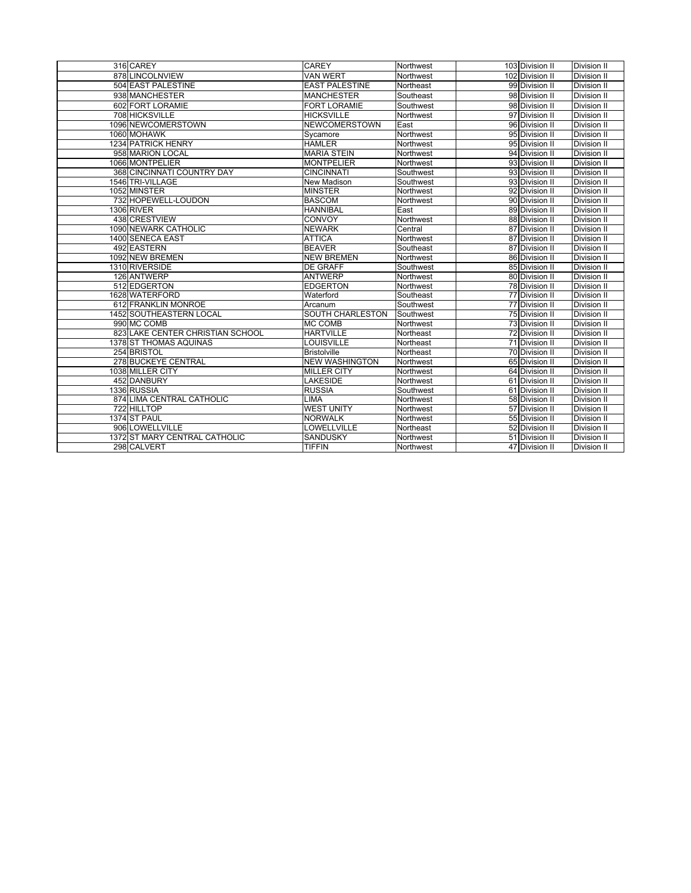| | | | | | | |
|---|---|---|---|---|---|---|
| 316 | CAREY | CAREY | Northwest | 103 | Division II | Division II |
| 878 | LINCOLNVIEW | VAN WERT | Northwest | 102 | Division II | Division II |
| 504 | EAST PALESTINE | EAST PALESTINE | Northeast | 99 | Division II | Division II |
| 938 | MANCHESTER | MANCHESTER | Southeast | 98 | Division II | Division II |
| 602 | FORT LORAMIE | FORT LORAMIE | Southwest | 98 | Division II | Division II |
| 708 | HICKSVILLE | HICKSVILLE | Northwest | 97 | Division II | Division II |
| 1096 | NEWCOMERSTOWN | NEWCOMERSTOWN | East | 96 | Division II | Division II |
| 1060 | MOHAWK | Sycamore | Northwest | 95 | Division II | Division II |
| 1234 | PATRICK HENRY | HAMLER | Northwest | 95 | Division II | Division II |
| 958 | MARION LOCAL | MARIA STEIN | Northwest | 94 | Division II | Division II |
| 1066 | MONTPELIER | MONTPELIER | Northwest | 93 | Division II | Division II |
| 368 | CINCINNATI COUNTRY DAY | CINCINNATI | Southwest | 93 | Division II | Division II |
| 1546 | TRI-VILLAGE | New Madison | Southwest | 93 | Division II | Division II |
| 1052 | MINSTER | MINSTER | Northwest | 92 | Division II | Division II |
| 732 | HOPEWELL-LOUDON | BASCOM | Northwest | 90 | Division II | Division II |
| 1306 | RIVER | HANNIBAL | East | 89 | Division II | Division II |
| 438 | CRESTVIEW | CONVOY | Northwest | 88 | Division II | Division II |
| 1090 | NEWARK CATHOLIC | NEWARK | Central | 87 | Division II | Division II |
| 1400 | SENECA EAST | ATTICA | Northwest | 87 | Division II | Division II |
| 492 | EASTERN | BEAVER | Southeast | 87 | Division II | Division II |
| 1092 | NEW BREMEN | NEW BREMEN | Northwest | 86 | Division II | Division II |
| 1310 | RIVERSIDE | DE GRAFF | Southwest | 85 | Division II | Division II |
| 126 | ANTWERP | ANTWERP | Northwest | 80 | Division II | Division II |
| 512 | EDGERTON | EDGERTON | Northwest | 78 | Division II | Division II |
| 1628 | WATERFORD | Waterford | Southeast | 77 | Division II | Division II |
| 612 | FRANKLIN MONROE | Arcanum | Southwest | 77 | Division II | Division II |
| 1452 | SOUTHEASTERN LOCAL | SOUTH CHARLESTON | Southwest | 75 | Division II | Division II |
| 990 | MC COMB | MC COMB | Northwest | 73 | Division II | Division II |
| 823 | LAKE CENTER CHRISTIAN SCHOOL | HARTVILLE | Northeast | 72 | Division II | Division II |
| 1378 | ST THOMAS AQUINAS | LOUISVILLE | Northeast | 71 | Division II | Division II |
| 254 | BRISTOL | Bristolville | Northeast | 70 | Division II | Division II |
| 278 | BUCKEYE CENTRAL | NEW WASHINGTON | Northwest | 65 | Division II | Division II |
| 1038 | MILLER CITY | MILLER CITY | Northwest | 64 | Division II | Division II |
| 452 | DANBURY | LAKESIDE | Northwest | 61 | Division II | Division II |
| 1336 | RUSSIA | RUSSIA | Southwest | 61 | Division II | Division II |
| 874 | LIMA CENTRAL CATHOLIC | LIMA | Northwest | 58 | Division II | Division II |
| 722 | HILLTOP | WEST UNITY | Northwest | 57 | Division II | Division II |
| 1374 | ST PAUL | NORWALK | Northwest | 55 | Division II | Division II |
| 906 | LOWELLVILLE | LOWELLVILLE | Northeast | 52 | Division II | Division II |
| 1372 | ST MARY CENTRAL CATHOLIC | SANDUSKY | Northwest | 51 | Division II | Division II |
| 298 | CALVERT | TIFFIN | Northwest | 47 | Division II | Division II |